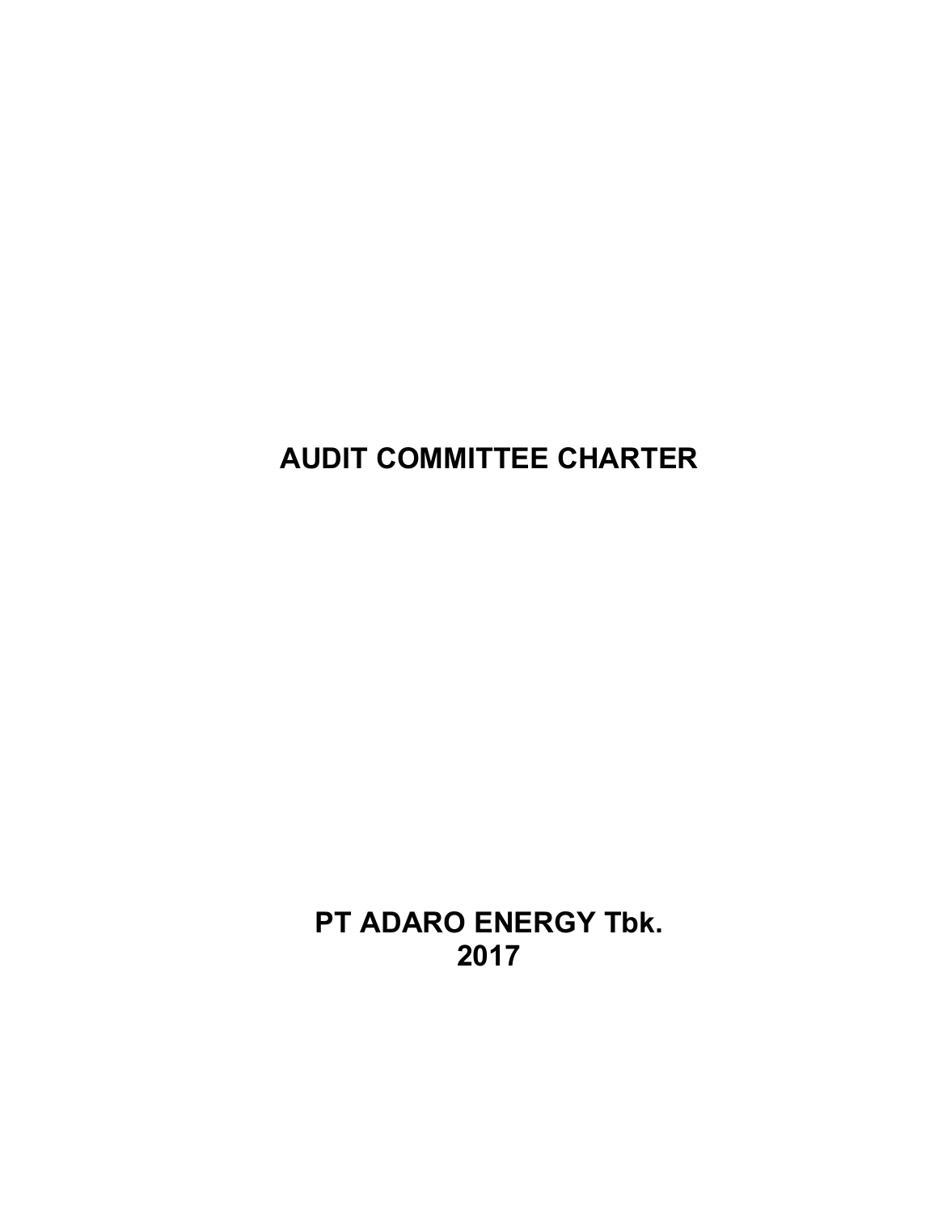# AUDIT COMMITTEE CHARTER

**PT ADARO ENERGY Tbk.**
**2017**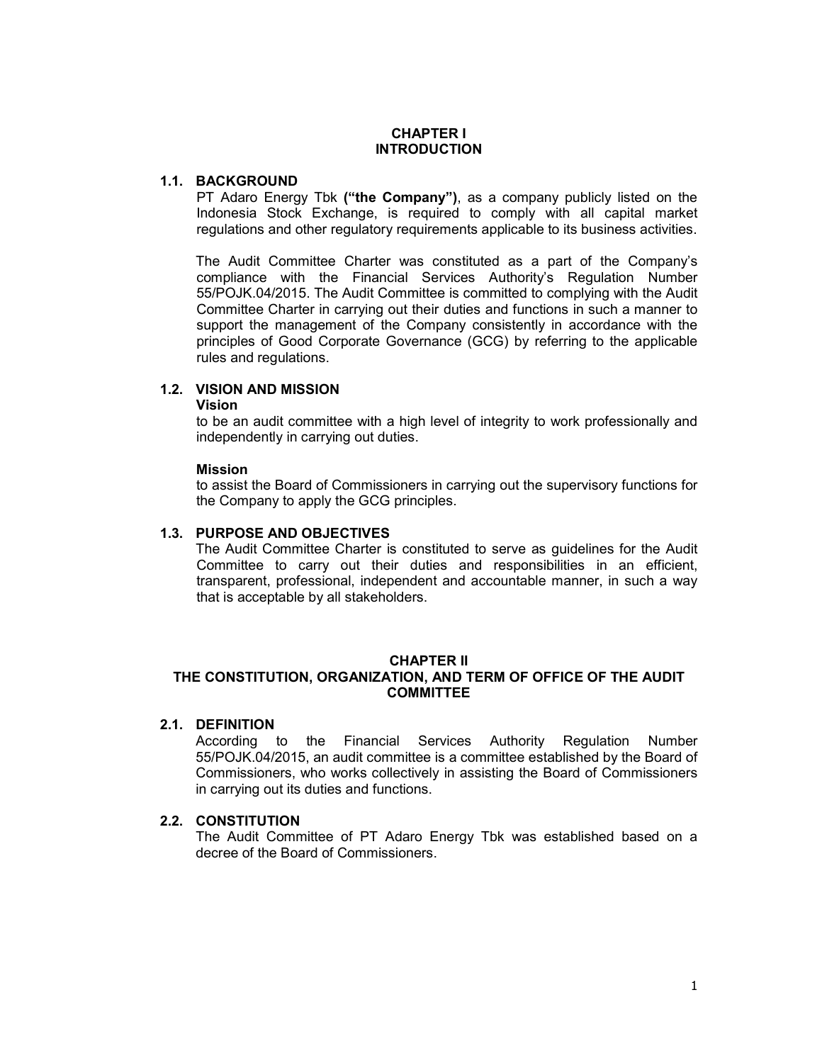# CHAPTER I
# INTRODUCTION

## 1.1. BACKGROUND

PT Adaro Energy Tbk **("the Company")**, as a company publicly listed on the Indonesia Stock Exchange, is required to comply with all capital market regulations and other regulatory requirements applicable to its business activities.

The Audit Committee Charter was constituted as a part of the Company's compliance with the Financial Services Authority's Regulation Number 55/POJK.04/2015. The Audit Committee is committed to complying with the Audit Committee Charter in carrying out their duties and functions in such a manner to support the management of the Company consistently in accordance with the principles of Good Corporate Governance (GCG) by referring to the applicable rules and regulations.

## 1.2. VISION AND MISSION

**Vision**

to be an audit committee with a high level of integrity to work professionally and independently in carrying out duties.

**Mission**

to assist the Board of Commissioners in carrying out the supervisory functions for the Company to apply the GCG principles.

## 1.3. PURPOSE AND OBJECTIVES

The Audit Committee Charter is constituted to serve as guidelines for the Audit Committee to carry out their duties and responsibilities in an efficient, transparent, professional, independent and accountable manner, in such a way that is acceptable by all stakeholders.

# CHAPTER II
# THE CONSTITUTION, ORGANIZATION, AND TERM OF OFFICE OF THE AUDIT COMMITTEE

## 2.1. DEFINITION

According to the Financial Services Authority Regulation Number 55/POJK.04/2015, an audit committee is a committee established by the Board of Commissioners, who works collectively in assisting the Board of Commissioners in carrying out its duties and functions.

## 2.2. CONSTITUTION

The Audit Committee of PT Adaro Energy Tbk was established based on a decree of the Board of Commissioners.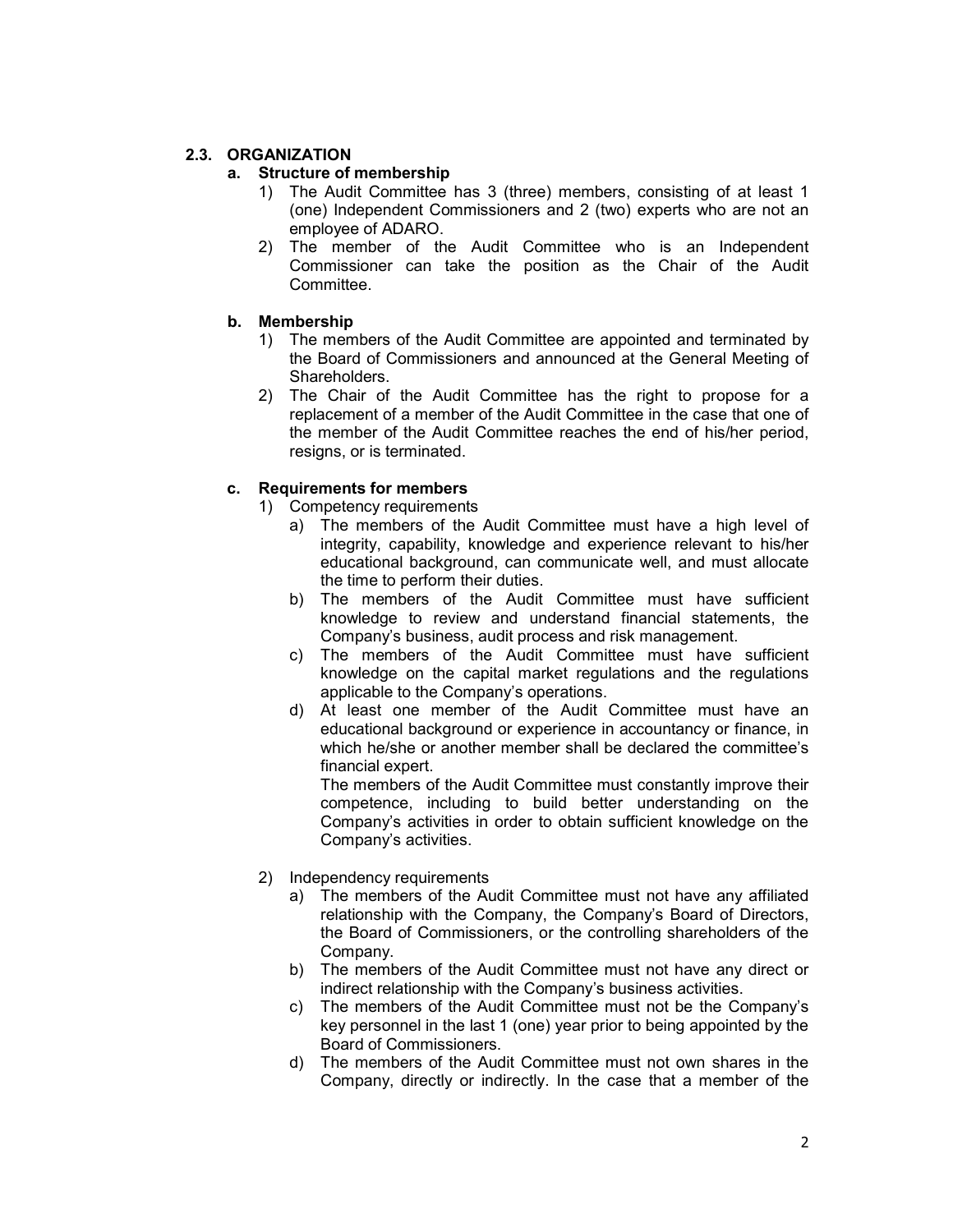## 2.3. ORGANIZATION

### a. Structure of membership

1) The Audit Committee has 3 (three) members, consisting of at least 1 (one) Independent Commissioners and 2 (two) experts who are not an employee of ADARO.
2) The member of the Audit Committee who is an Independent Commissioner can take the position as the Chair of the Audit Committee.

### b. Membership

1) The members of the Audit Committee are appointed and terminated by the Board of Commissioners and announced at the General Meeting of Shareholders.
2) The Chair of the Audit Committee has the right to propose for a replacement of a member of the Audit Committee in the case that one of the member of the Audit Committee reaches the end of his/her period, resigns, or is terminated.

### c. Requirements for members

1) Competency requirements
   a) The members of the Audit Committee must have a high level of integrity, capability, knowledge and experience relevant to his/her educational background, can communicate well, and must allocate the time to perform their duties.
   b) The members of the Audit Committee must have sufficient knowledge to review and understand financial statements, the Company's business, audit process and risk management.
   c) The members of the Audit Committee must have sufficient knowledge on the capital market regulations and the regulations applicable to the Company's operations.
   d) At least one member of the Audit Committee must have an educational background or experience in accountancy or finance, in which he/she or another member shall be declared the committee's financial expert.

   The members of the Audit Committee must constantly improve their competence, including to build better understanding on the Company's activities in order to obtain sufficient knowledge on the Company's activities.

2) Independency requirements
   a) The members of the Audit Committee must not have any affiliated relationship with the Company, the Company's Board of Directors, the Board of Commissioners, or the controlling shareholders of the Company.
   b) The members of the Audit Committee must not have any direct or indirect relationship with the Company's business activities.
   c) The members of the Audit Committee must not be the Company's key personnel in the last 1 (one) year prior to being appointed by the Board of Commissioners.
   d) The members of the Audit Committee must not own shares in the Company, directly or indirectly. In the case that a member of the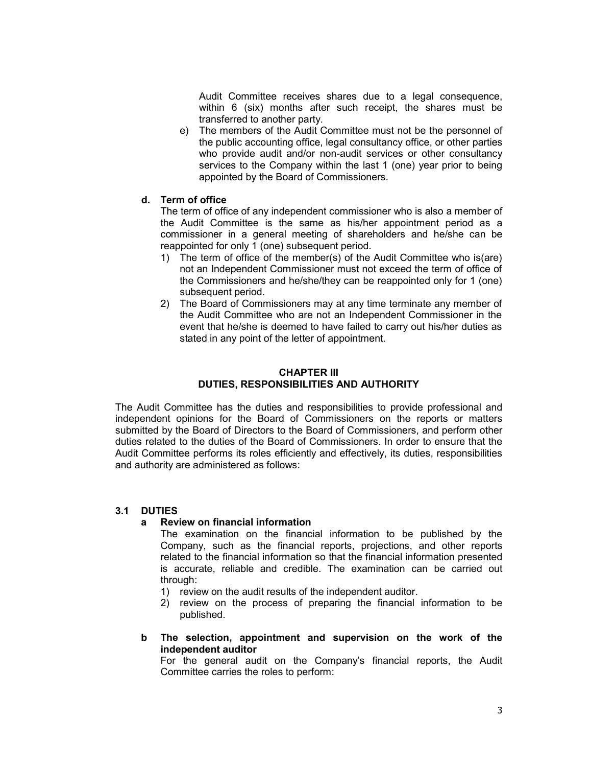Audit Committee receives shares due to a legal consequence, within 6 (six) months after such receipt, the shares must be transferred to another party.

e) The members of the Audit Committee must not be the personnel of the public accounting office, legal consultancy office, or other parties who provide audit and/or non-audit services or other consultancy services to the Company within the last 1 (one) year prior to being appointed by the Board of Commissioners.

**d. Term of office**

The term of office of any independent commissioner who is also a member of the Audit Committee is the same as his/her appointment period as a commissioner in a general meeting of shareholders and he/she can be reappointed for only 1 (one) subsequent period.

1) The term of office of the member(s) of the Audit Committee who is(are) not an Independent Commissioner must not exceed the term of office of the Commissioners and he/she/they can be reappointed only for 1 (one) subsequent period.
2) The Board of Commissioners may at any time terminate any member of the Audit Committee who are not an Independent Commissioner in the event that he/she is deemed to have failed to carry out his/her duties as stated in any point of the letter of appointment.

## CHAPTER III
## DUTIES, RESPONSIBILITIES AND AUTHORITY

The Audit Committee has the duties and responsibilities to provide professional and independent opinions for the Board of Commissioners on the reports or matters submitted by the Board of Directors to the Board of Commissioners, and perform other duties related to the duties of the Board of Commissioners. In order to ensure that the Audit Committee performs its roles efficiently and effectively, its duties, responsibilities and authority are administered as follows:

### 3.1 DUTIES

**a Review on financial information**

The examination on the financial information to be published by the Company, such as the financial reports, projections, and other reports related to the financial information so that the financial information presented is accurate, reliable and credible. The examination can be carried out through:

1) review on the audit results of the independent auditor.
2) review on the process of preparing the financial information to be published.

**b The selection, appointment and supervision on the work of the independent auditor**

For the general audit on the Company's financial reports, the Audit Committee carries the roles to perform: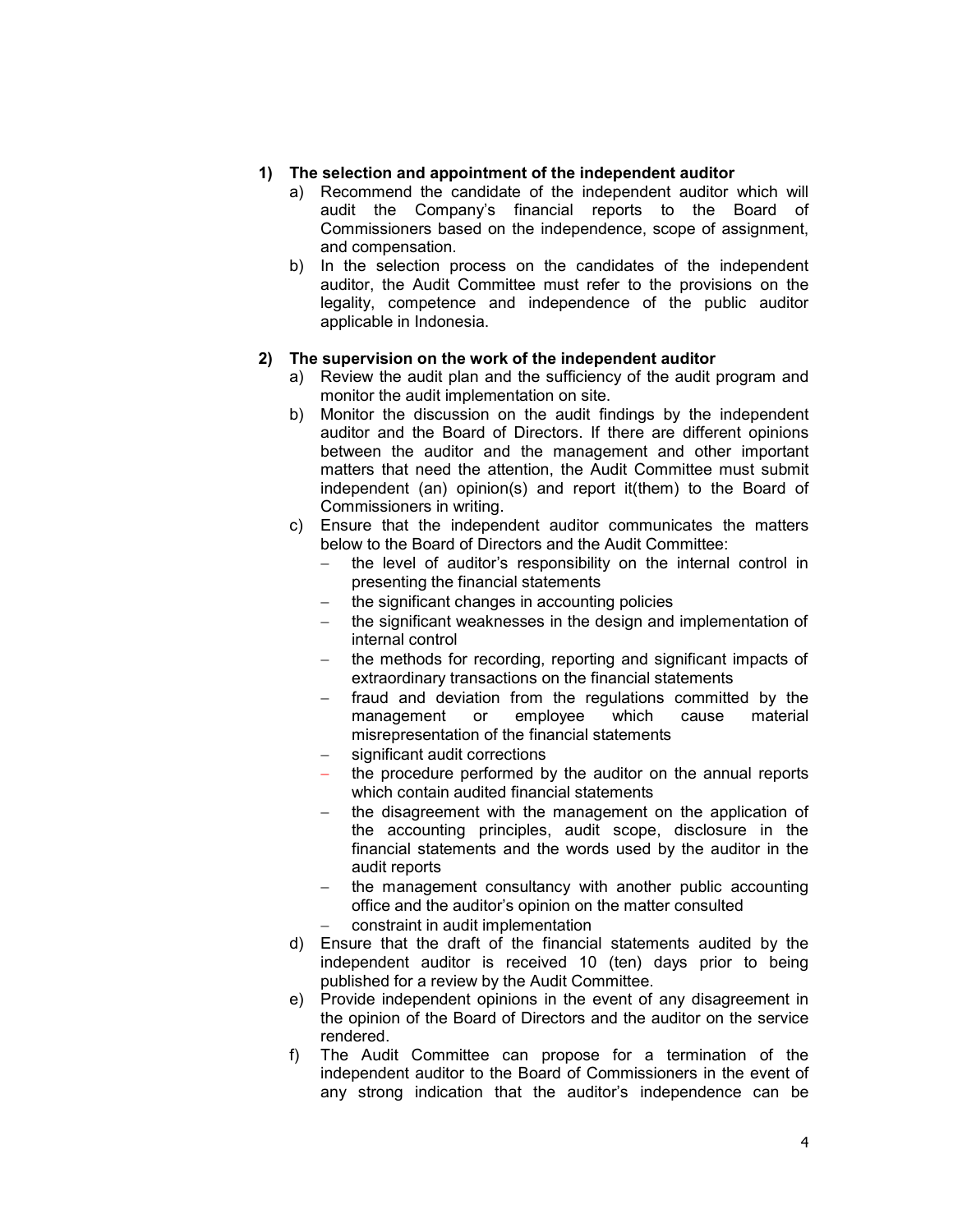**1) The selection and appointment of the independent auditor**

a) Recommend the candidate of the independent auditor which will audit the Company's financial reports to the Board of Commissioners based on the independence, scope of assignment, and compensation.

b) In the selection process on the candidates of the independent auditor, the Audit Committee must refer to the provisions on the legality, competence and independence of the public auditor applicable in Indonesia.

**2) The supervision on the work of the independent auditor**

a) Review the audit plan and the sufficiency of the audit program and monitor the audit implementation on site.

b) Monitor the discussion on the audit findings by the independent auditor and the Board of Directors. If there are different opinions between the auditor and the management and other important matters that need the attention, the Audit Committee must submit independent (an) opinion(s) and report it(them) to the Board of Commissioners in writing.

c) Ensure that the independent auditor communicates the matters below to the Board of Directors and the Audit Committee:
   - the level of auditor's responsibility on the internal control in presenting the financial statements
   - the significant changes in accounting policies
   - the significant weaknesses in the design and implementation of internal control
   - the methods for recording, reporting and significant impacts of extraordinary transactions on the financial statements
   - fraud and deviation from the regulations committed by the management or employee which cause material misrepresentation of the financial statements
   - significant audit corrections
   - the procedure performed by the auditor on the annual reports which contain audited financial statements
   - the disagreement with the management on the application of the accounting principles, audit scope, disclosure in the financial statements and the words used by the auditor in the audit reports
   - the management consultancy with another public accounting office and the auditor's opinion on the matter consulted
   - constraint in audit implementation

d) Ensure that the draft of the financial statements audited by the independent auditor is received 10 (ten) days prior to being published for a review by the Audit Committee.

e) Provide independent opinions in the event of any disagreement in the opinion of the Board of Directors and the auditor on the service rendered.

f) The Audit Committee can propose for a termination of the independent auditor to the Board of Commissioners in the event of any strong indication that the auditor's independence can be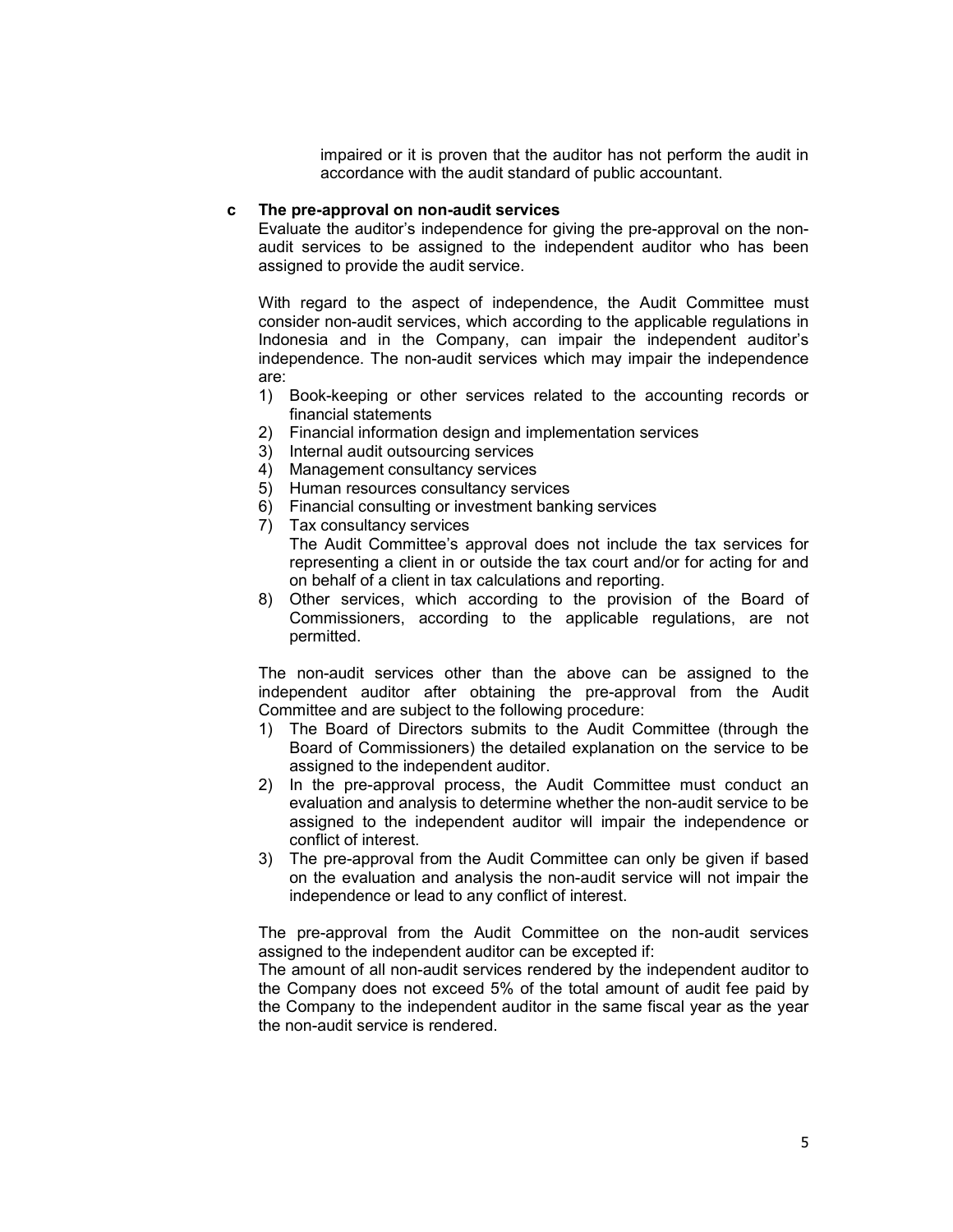impaired or it is proven that the auditor has not perform the audit in accordance with the audit standard of public accountant.

**c The pre-approval on non-audit services**

Evaluate the auditor's independence for giving the pre-approval on the non-audit services to be assigned to the independent auditor who has been assigned to provide the audit service.

With regard to the aspect of independence, the Audit Committee must consider non-audit services, which according to the applicable regulations in Indonesia and in the Company, can impair the independent auditor's independence. The non-audit services which may impair the independence are:

1) Book-keeping or other services related to the accounting records or financial statements
2) Financial information design and implementation services
3) Internal audit outsourcing services
4) Management consultancy services
5) Human resources consultancy services
6) Financial consulting or investment banking services
7) Tax consultancy services
   The Audit Committee's approval does not include the tax services for representing a client in or outside the tax court and/or for acting for and on behalf of a client in tax calculations and reporting.
8) Other services, which according to the provision of the Board of Commissioners, according to the applicable regulations, are not permitted.

The non-audit services other than the above can be assigned to the independent auditor after obtaining the pre-approval from the Audit Committee and are subject to the following procedure:

1) The Board of Directors submits to the Audit Committee (through the Board of Commissioners) the detailed explanation on the service to be assigned to the independent auditor.
2) In the pre-approval process, the Audit Committee must conduct an evaluation and analysis to determine whether the non-audit service to be assigned to the independent auditor will impair the independence or conflict of interest.
3) The pre-approval from the Audit Committee can only be given if based on the evaluation and analysis the non-audit service will not impair the independence or lead to any conflict of interest.

The pre-approval from the Audit Committee on the non-audit services assigned to the independent auditor can be excepted if:
The amount of all non-audit services rendered by the independent auditor to the Company does not exceed 5% of the total amount of audit fee paid by the Company to the independent auditor in the same fiscal year as the year the non-audit service is rendered.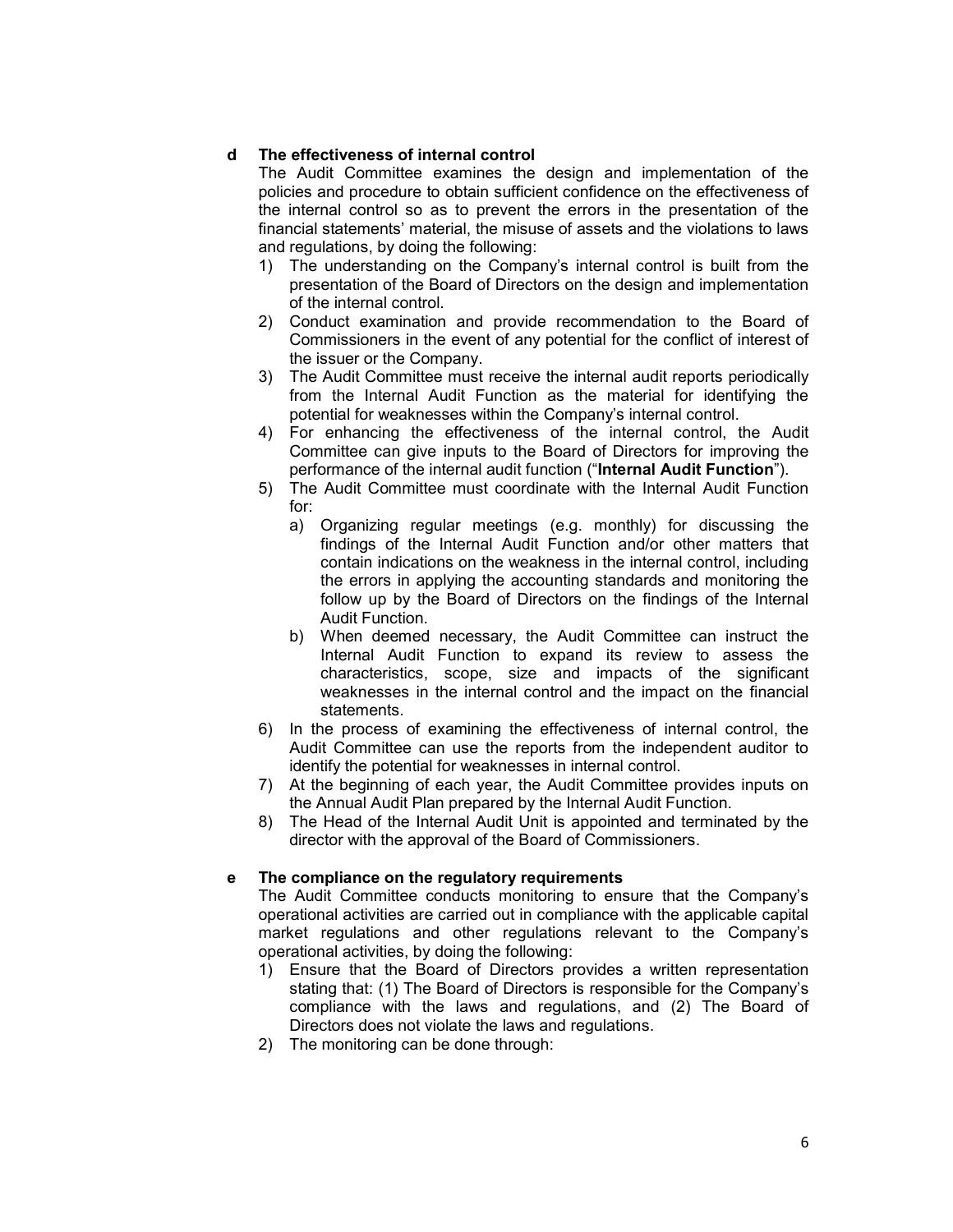**d The effectiveness of internal control**

The Audit Committee examines the design and implementation of the policies and procedure to obtain sufficient confidence on the effectiveness of the internal control so as to prevent the errors in the presentation of the financial statements' material, the misuse of assets and the violations to laws and regulations, by doing the following:

1) The understanding on the Company's internal control is built from the presentation of the Board of Directors on the design and implementation of the internal control.
2) Conduct examination and provide recommendation to the Board of Commissioners in the event of any potential for the conflict of interest of the issuer or the Company.
3) The Audit Committee must receive the internal audit reports periodically from the Internal Audit Function as the material for identifying the potential for weaknesses within the Company's internal control.
4) For enhancing the effectiveness of the internal control, the Audit Committee can give inputs to the Board of Directors for improving the performance of the internal audit function ("**Internal Audit Function**").
5) The Audit Committee must coordinate with the Internal Audit Function for:
   a) Organizing regular meetings (e.g. monthly) for discussing the findings of the Internal Audit Function and/or other matters that contain indications on the weakness in the internal control, including the errors in applying the accounting standards and monitoring the follow up by the Board of Directors on the findings of the Internal Audit Function.
   b) When deemed necessary, the Audit Committee can instruct the Internal Audit Function to expand its review to assess the characteristics, scope, size and impacts of the significant weaknesses in the internal control and the impact on the financial statements.
6) In the process of examining the effectiveness of internal control, the Audit Committee can use the reports from the independent auditor to identify the potential for weaknesses in internal control.
7) At the beginning of each year, the Audit Committee provides inputs on the Annual Audit Plan prepared by the Internal Audit Function.
8) The Head of the Internal Audit Unit is appointed and terminated by the director with the approval of the Board of Commissioners.

**e The compliance on the regulatory requirements**

The Audit Committee conducts monitoring to ensure that the Company's operational activities are carried out in compliance with the applicable capital market regulations and other regulations relevant to the Company's operational activities, by doing the following:

1) Ensure that the Board of Directors provides a written representation stating that: (1) The Board of Directors is responsible for the Company's compliance with the laws and regulations, and (2) The Board of Directors does not violate the laws and regulations.
2) The monitoring can be done through: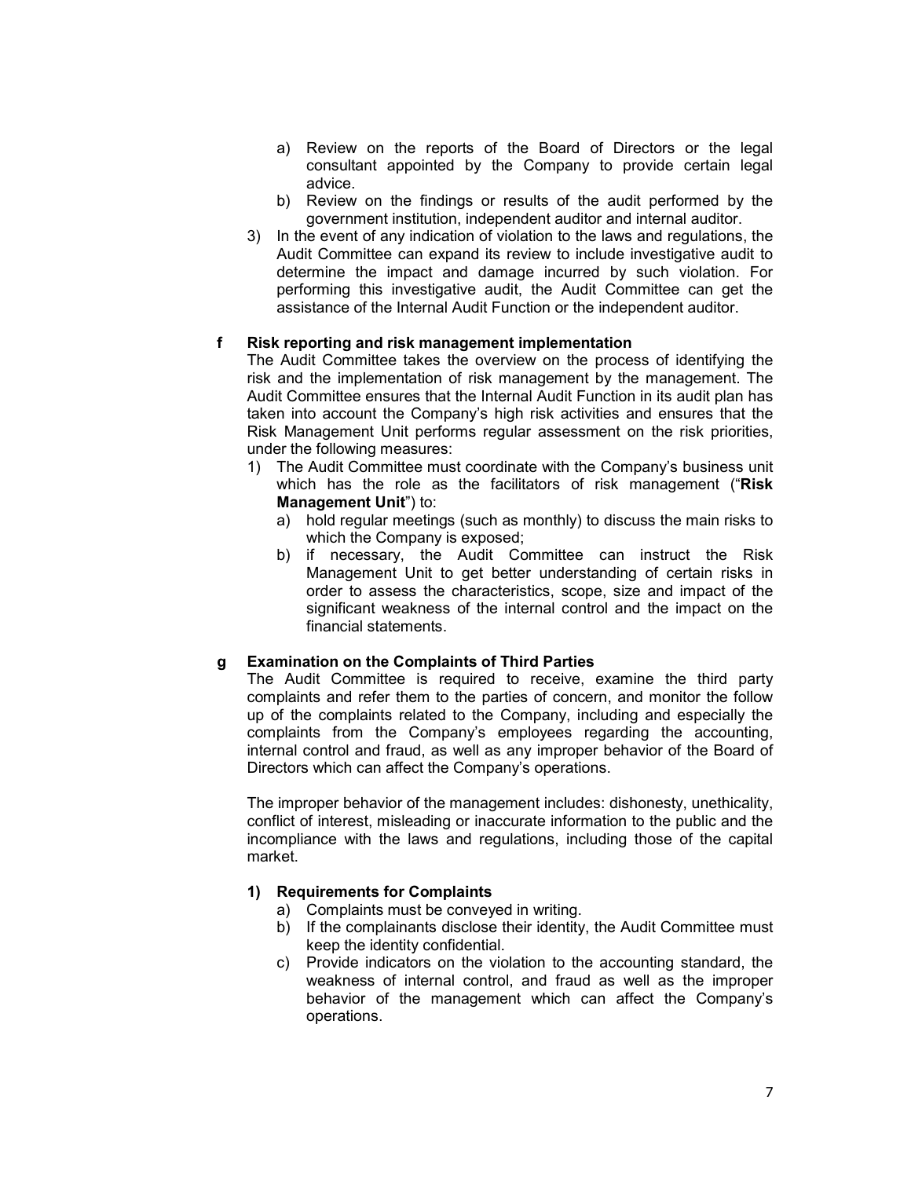a) Review on the reports of the Board of Directors or the legal consultant appointed by the Company to provide certain legal advice.
b) Review on the findings or results of the audit performed by the government institution, independent auditor and internal auditor.

3) In the event of any indication of violation to the laws and regulations, the Audit Committee can expand its review to include investigative audit to determine the impact and damage incurred by such violation. For performing this investigative audit, the Audit Committee can get the assistance of the Internal Audit Function or the independent auditor.

**f Risk reporting and risk management implementation**

The Audit Committee takes the overview on the process of identifying the risk and the implementation of risk management by the management. The Audit Committee ensures that the Internal Audit Function in its audit plan has taken into account the Company's high risk activities and ensures that the Risk Management Unit performs regular assessment on the risk priorities, under the following measures:

1) The Audit Committee must coordinate with the Company's business unit which has the role as the facilitators of risk management ("**Risk Management Unit**") to:
   a) hold regular meetings (such as monthly) to discuss the main risks to which the Company is exposed;
   b) if necessary, the Audit Committee can instruct the Risk Management Unit to get better understanding of certain risks in order to assess the characteristics, scope, size and impact of the significant weakness of the internal control and the impact on the financial statements.

**g Examination on the Complaints of Third Parties**

The Audit Committee is required to receive, examine the third party complaints and refer them to the parties of concern, and monitor the follow up of the complaints related to the Company, including and especially the complaints from the Company's employees regarding the accounting, internal control and fraud, as well as any improper behavior of the Board of Directors which can affect the Company's operations.

The improper behavior of the management includes: dishonesty, unethicality, conflict of interest, misleading or inaccurate information to the public and the incompliance with the laws and regulations, including those of the capital market.

**1) Requirements for Complaints**

a) Complaints must be conveyed in writing.
b) If the complainants disclose their identity, the Audit Committee must keep the identity confidential.
c) Provide indicators on the violation to the accounting standard, the weakness of internal control, and fraud as well as the improper behavior of the management which can affect the Company's operations.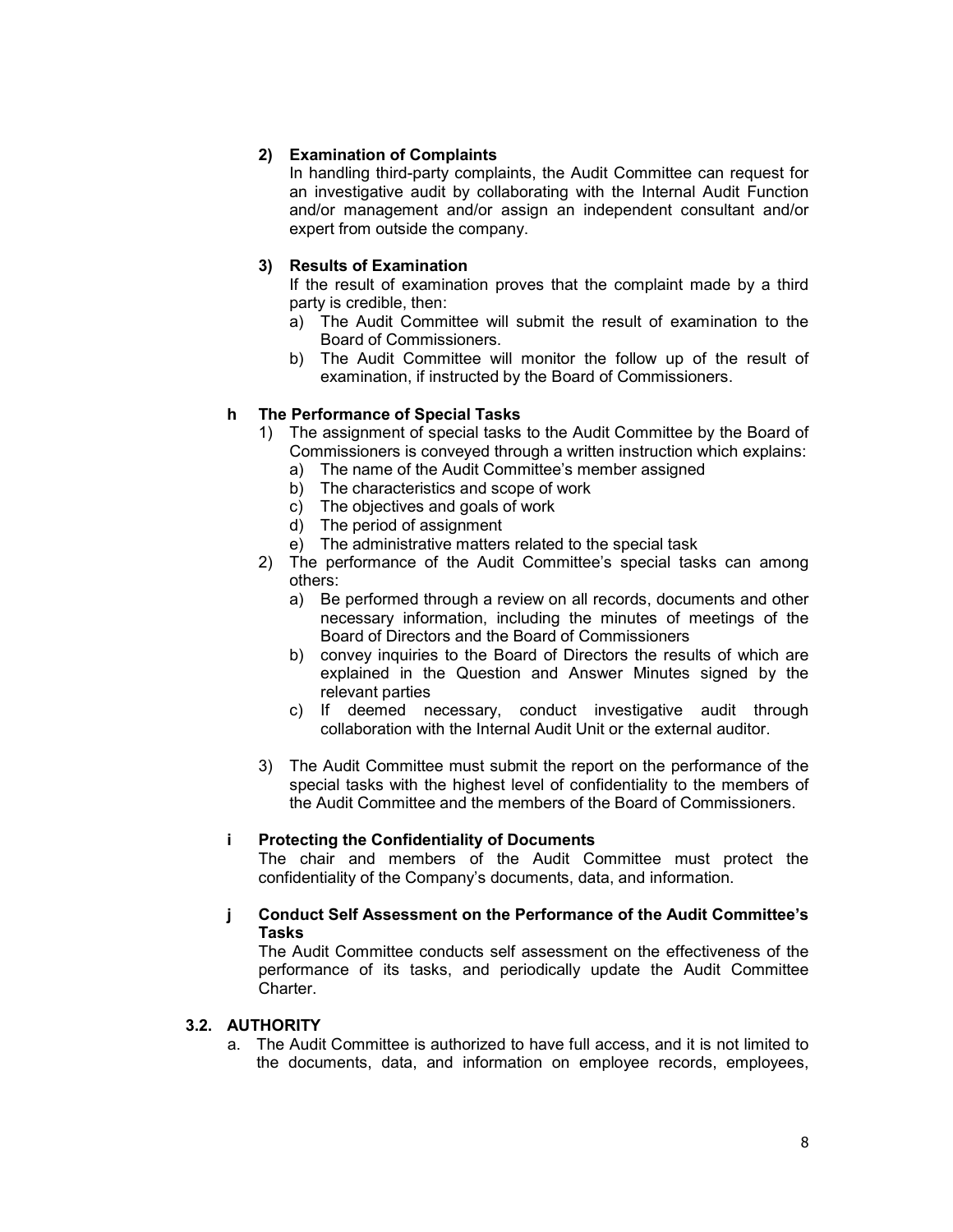**2) Examination of Complaints**

In handling third-party complaints, the Audit Committee can request for an investigative audit by collaborating with the Internal Audit Function and/or management and/or assign an independent consultant and/or expert from outside the company.

**3) Results of Examination**

If the result of examination proves that the complaint made by a third party is credible, then:

a) The Audit Committee will submit the result of examination to the Board of Commissioners.
b) The Audit Committee will monitor the follow up of the result of examination, if instructed by the Board of Commissioners.

**h The Performance of Special Tasks**

1) The assignment of special tasks to the Audit Committee by the Board of Commissioners is conveyed through a written instruction which explains:
   a) The name of the Audit Committee's member assigned
   b) The characteristics and scope of work
   c) The objectives and goals of work
   d) The period of assignment
   e) The administrative matters related to the special task
2) The performance of the Audit Committee's special tasks can among others:
   a) Be performed through a review on all records, documents and other necessary information, including the minutes of meetings of the Board of Directors and the Board of Commissioners
   b) convey inquiries to the Board of Directors the results of which are explained in the Question and Answer Minutes signed by the relevant parties
   c) If deemed necessary, conduct investigative audit through collaboration with the Internal Audit Unit or the external auditor.
3) The Audit Committee must submit the report on the performance of the special tasks with the highest level of confidentiality to the members of the Audit Committee and the members of the Board of Commissioners.

**i Protecting the Confidentiality of Documents**

The chair and members of the Audit Committee must protect the confidentiality of the Company's documents, data, and information.

**j Conduct Self Assessment on the Performance of the Audit Committee's Tasks**

The Audit Committee conducts self assessment on the effectiveness of the performance of its tasks, and periodically update the Audit Committee Charter.

## 3.2. AUTHORITY

a. The Audit Committee is authorized to have full access, and it is not limited to the documents, data, and information on employee records, employees,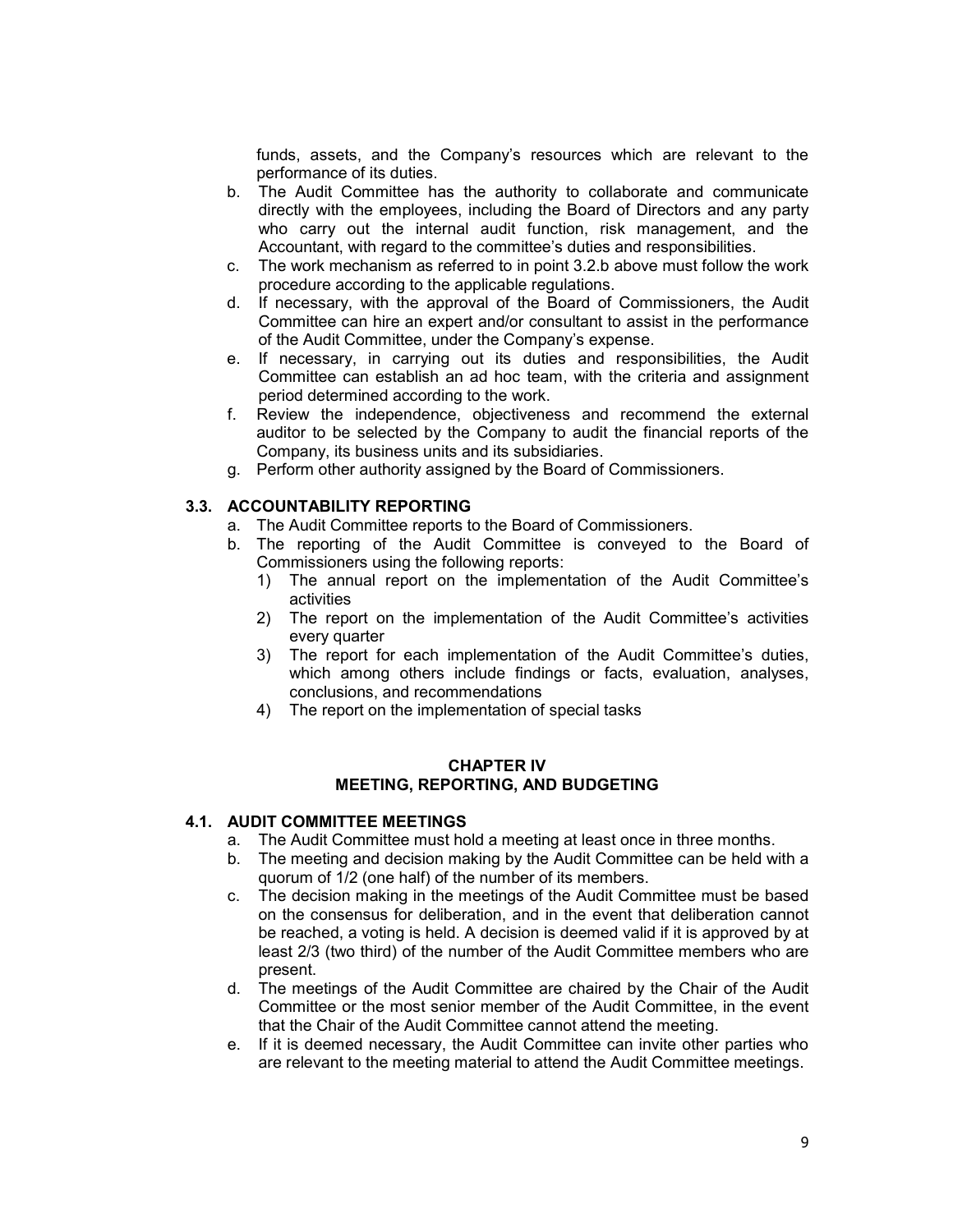funds, assets, and the Company's resources which are relevant to the performance of its duties.

b. The Audit Committee has the authority to collaborate and communicate directly with the employees, including the Board of Directors and any party who carry out the internal audit function, risk management, and the Accountant, with regard to the committee's duties and responsibilities.
c. The work mechanism as referred to in point 3.2.b above must follow the work procedure according to the applicable regulations.
d. If necessary, with the approval of the Board of Commissioners, the Audit Committee can hire an expert and/or consultant to assist in the performance of the Audit Committee, under the Company's expense.
e. If necessary, in carrying out its duties and responsibilities, the Audit Committee can establish an ad hoc team, with the criteria and assignment period determined according to the work.
f. Review the independence, objectiveness and recommend the external auditor to be selected by the Company to audit the financial reports of the Company, its business units and its subsidiaries.
g. Perform other authority assigned by the Board of Commissioners.

### 3.3. ACCOUNTABILITY REPORTING

a. The Audit Committee reports to the Board of Commissioners.
b. The reporting of the Audit Committee is conveyed to the Board of Commissioners using the following reports:
   1) The annual report on the implementation of the Audit Committee's activities
   2) The report on the implementation of the Audit Committee's activities every quarter
   3) The report for each implementation of the Audit Committee's duties, which among others include findings or facts, evaluation, analyses, conclusions, and recommendations
   4) The report on the implementation of special tasks

## CHAPTER IV
## MEETING, REPORTING, AND BUDGETING

### 4.1. AUDIT COMMITTEE MEETINGS

a. The Audit Committee must hold a meeting at least once in three months.
b. The meeting and decision making by the Audit Committee can be held with a quorum of 1/2 (one half) of the number of its members.
c. The decision making in the meetings of the Audit Committee must be based on the consensus for deliberation, and in the event that deliberation cannot be reached, a voting is held. A decision is deemed valid if it is approved by at least 2/3 (two third) of the number of the Audit Committee members who are present.
d. The meetings of the Audit Committee are chaired by the Chair of the Audit Committee or the most senior member of the Audit Committee, in the event that the Chair of the Audit Committee cannot attend the meeting.
e. If it is deemed necessary, the Audit Committee can invite other parties who are relevant to the meeting material to attend the Audit Committee meetings.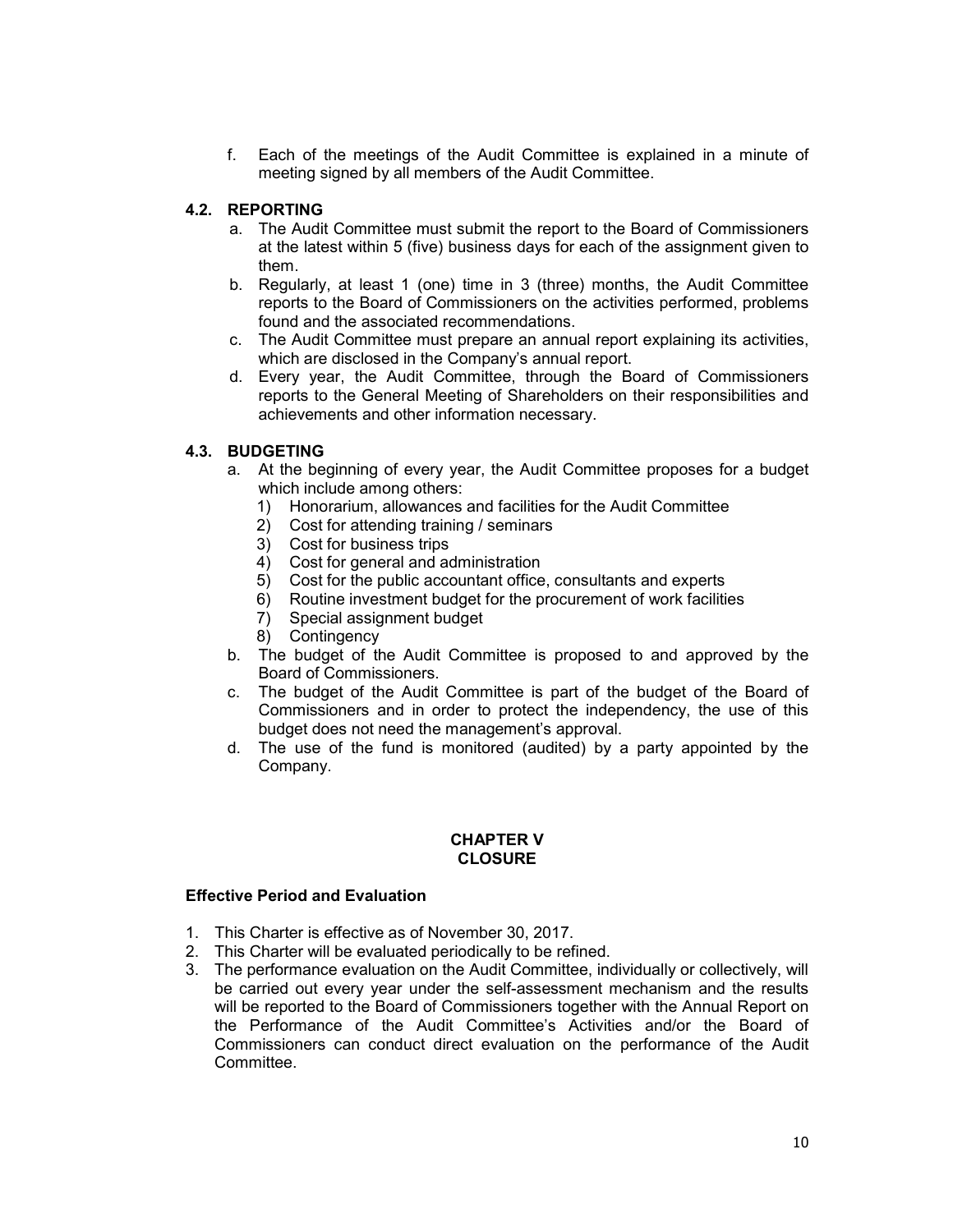f. Each of the meetings of the Audit Committee is explained in a minute of meeting signed by all members of the Audit Committee.

### 4.2. REPORTING

a. The Audit Committee must submit the report to the Board of Commissioners at the latest within 5 (five) business days for each of the assignment given to them.
b. Regularly, at least 1 (one) time in 3 (three) months, the Audit Committee reports to the Board of Commissioners on the activities performed, problems found and the associated recommendations.
c. The Audit Committee must prepare an annual report explaining its activities, which are disclosed in the Company's annual report.
d. Every year, the Audit Committee, through the Board of Commissioners reports to the General Meeting of Shareholders on their responsibilities and achievements and other information necessary.

### 4.3. BUDGETING

a. At the beginning of every year, the Audit Committee proposes for a budget which include among others:
   1) Honorarium, allowances and facilities for the Audit Committee
   2) Cost for attending training / seminars
   3) Cost for business trips
   4) Cost for general and administration
   5) Cost for the public accountant office, consultants and experts
   6) Routine investment budget for the procurement of work facilities
   7) Special assignment budget
   8) Contingency
b. The budget of the Audit Committee is proposed to and approved by the Board of Commissioners.
c. The budget of the Audit Committee is part of the budget of the Board of Commissioners and in order to protect the independency, the use of this budget does not need the management's approval.
d. The use of the fund is monitored (audited) by a party appointed by the Company.

## CHAPTER V
## CLOSURE

**Effective Period and Evaluation**

1. This Charter is effective as of November 30, 2017.
2. This Charter will be evaluated periodically to be refined.
3. The performance evaluation on the Audit Committee, individually or collectively, will be carried out every year under the self-assessment mechanism and the results will be reported to the Board of Commissioners together with the Annual Report on the Performance of the Audit Committee's Activities and/or the Board of Commissioners can conduct direct evaluation on the performance of the Audit Committee.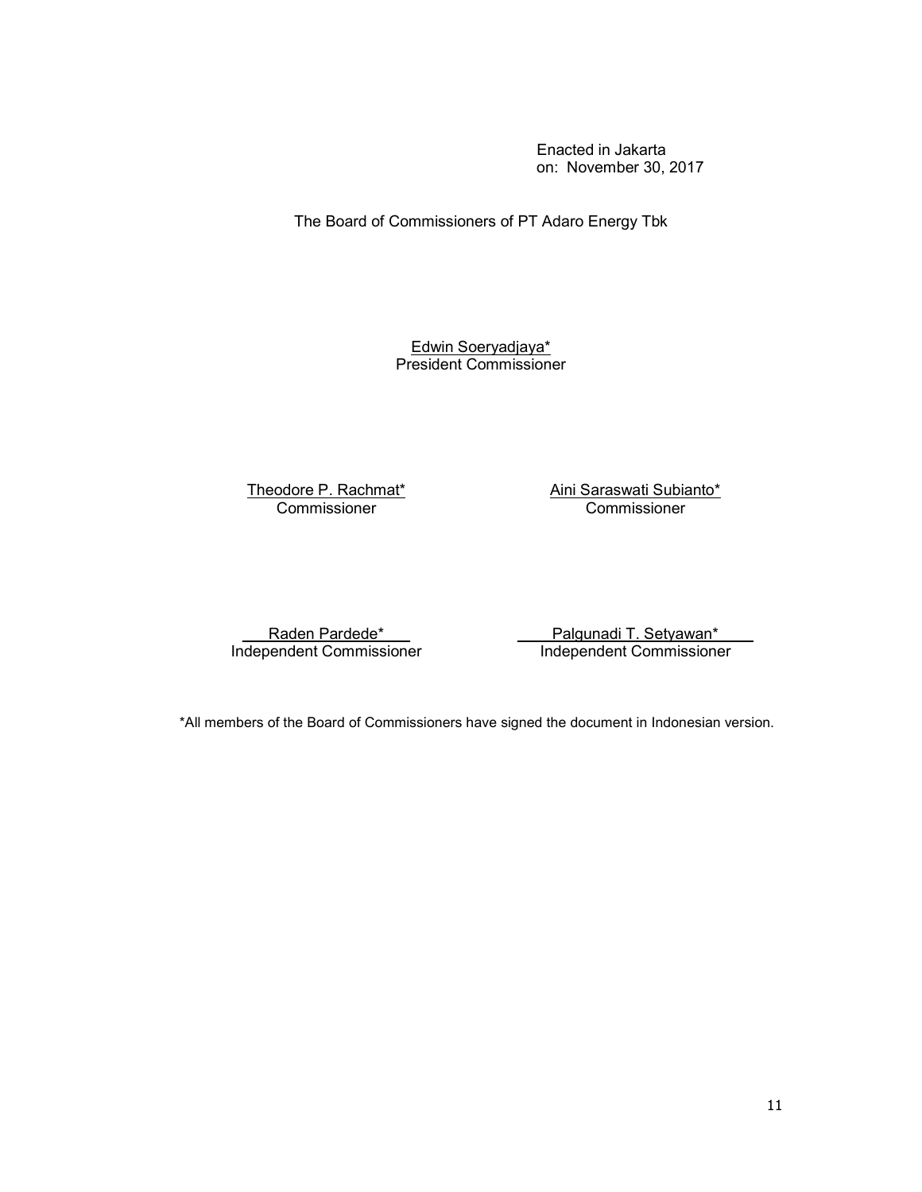Enacted in Jakarta
on: November 30, 2017

The Board of Commissioners of PT Adaro Energy Tbk

Edwin Soeryadjaya*
President Commissioner

Theodore P. Rachmat*
Commissioner

Aini Saraswati Subianto*
Commissioner

Raden Pardede*
Independent Commissioner

Palgunadi T. Setyawan*
Independent Commissioner

*All members of the Board of Commissioners have signed the document in Indonesian version.